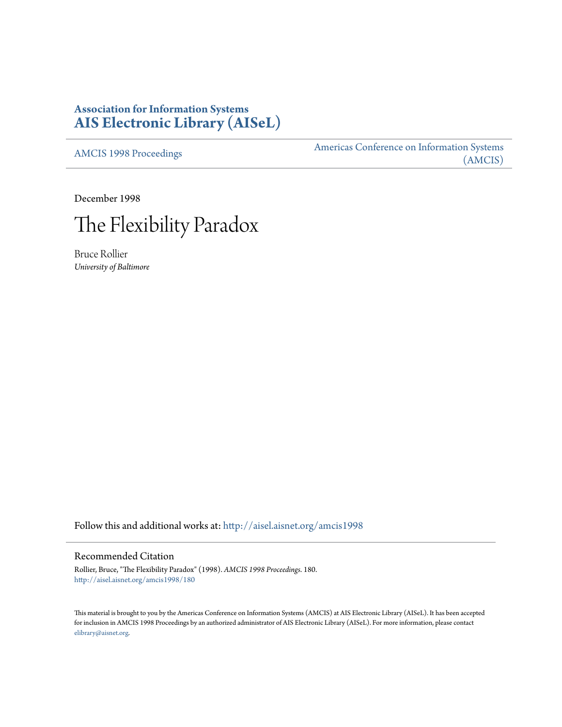# Association for Information Systems
# AIS Electronic Library (AISeL)

AMCIS 1998 Proceedings

Americas Conference on Information Systems (AMCIS)

December 1998

# The Flexibility Paradox

Bruce Rollier
*University of Baltimore*

Follow this and additional works at: http://aisel.aisnet.org/amcis1998

## Recommended Citation

Rollier, Bruce, "The Flexibility Paradox" (1998). *AMCIS 1998 Proceedings*. 180.
http://aisel.aisnet.org/amcis1998/180

This material is brought to you by the Americas Conference on Information Systems (AMCIS) at AIS Electronic Library (AISeL). It has been accepted for inclusion in AMCIS 1998 Proceedings by an authorized administrator of AIS Electronic Library (AISeL). For more information, please contact elibrary@aisnet.org.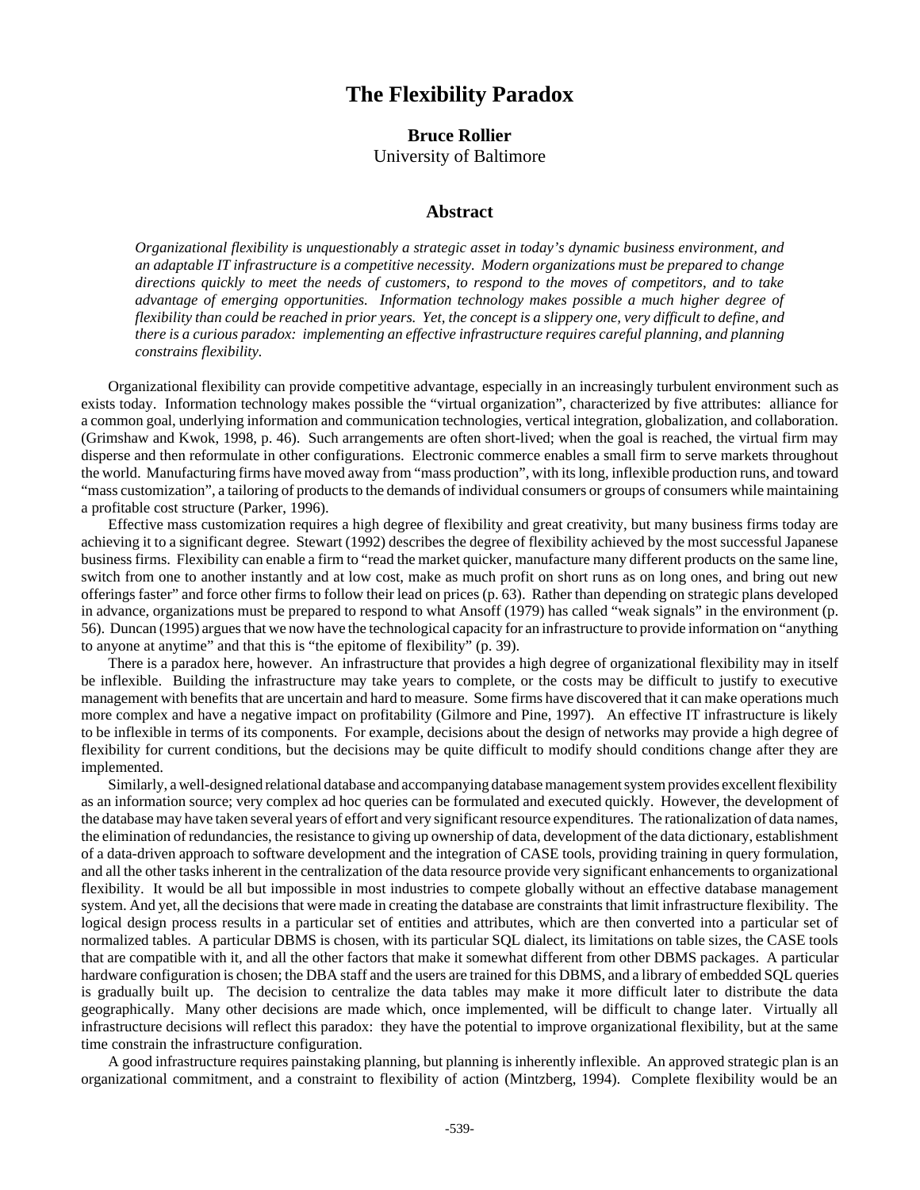# The Flexibility Paradox

**Bruce Rollier**
University of Baltimore

## Abstract

*Organizational flexibility is unquestionably a strategic asset in today's dynamic business environment, and an adaptable IT infrastructure is a competitive necessity. Modern organizations must be prepared to change directions quickly to meet the needs of customers, to respond to the moves of competitors, and to take advantage of emerging opportunities. Information technology makes possible a much higher degree of flexibility than could be reached in prior years. Yet, the concept is a slippery one, very difficult to define, and there is a curious paradox: implementing an effective infrastructure requires careful planning, and planning constrains flexibility.*

Organizational flexibility can provide competitive advantage, especially in an increasingly turbulent environment such as exists today. Information technology makes possible the "virtual organization", characterized by five attributes: alliance for a common goal, underlying information and communication technologies, vertical integration, globalization, and collaboration. (Grimshaw and Kwok, 1998, p. 46). Such arrangements are often short-lived; when the goal is reached, the virtual firm may disperse and then reformulate in other configurations. Electronic commerce enables a small firm to serve markets throughout the world. Manufacturing firms have moved away from "mass production", with its long, inflexible production runs, and toward "mass customization", a tailoring of products to the demands of individual consumers or groups of consumers while maintaining a profitable cost structure (Parker, 1996).

Effective mass customization requires a high degree of flexibility and great creativity, but many business firms today are achieving it to a significant degree. Stewart (1992) describes the degree of flexibility achieved by the most successful Japanese business firms. Flexibility can enable a firm to "read the market quicker, manufacture many different products on the same line, switch from one to another instantly and at low cost, make as much profit on short runs as on long ones, and bring out new offerings faster" and force other firms to follow their lead on prices (p. 63). Rather than depending on strategic plans developed in advance, organizations must be prepared to respond to what Ansoff (1979) has called "weak signals" in the environment (p. 56). Duncan (1995) argues that we now have the technological capacity for an infrastructure to provide information on "anything to anyone at anytime" and that this is "the epitome of flexibility" (p. 39).

There is a paradox here, however. An infrastructure that provides a high degree of organizational flexibility may in itself be inflexible. Building the infrastructure may take years to complete, or the costs may be difficult to justify to executive management with benefits that are uncertain and hard to measure. Some firms have discovered that it can make operations much more complex and have a negative impact on profitability (Gilmore and Pine, 1997). An effective IT infrastructure is likely to be inflexible in terms of its components. For example, decisions about the design of networks may provide a high degree of flexibility for current conditions, but the decisions may be quite difficult to modify should conditions change after they are implemented.

Similarly, a well-designed relational database and accompanying database management system provides excellent flexibility as an information source; very complex ad hoc queries can be formulated and executed quickly. However, the development of the database may have taken several years of effort and very significant resource expenditures. The rationalization of data names, the elimination of redundancies, the resistance to giving up ownership of data, development of the data dictionary, establishment of a data-driven approach to software development and the integration of CASE tools, providing training in query formulation, and all the other tasks inherent in the centralization of the data resource provide very significant enhancements to organizational flexibility. It would be all but impossible in most industries to compete globally without an effective database management system. And yet, all the decisions that were made in creating the database are constraints that limit infrastructure flexibility. The logical design process results in a particular set of entities and attributes, which are then converted into a particular set of normalized tables. A particular DBMS is chosen, with its particular SQL dialect, its limitations on table sizes, the CASE tools that are compatible with it, and all the other factors that make it somewhat different from other DBMS packages. A particular hardware configuration is chosen; the DBA staff and the users are trained for this DBMS, and a library of embedded SQL queries is gradually built up. The decision to centralize the data tables may make it more difficult later to distribute the data geographically. Many other decisions are made which, once implemented, will be difficult to change later. Virtually all infrastructure decisions will reflect this paradox: they have the potential to improve organizational flexibility, but at the same time constrain the infrastructure configuration.

A good infrastructure requires painstaking planning, but planning is inherently inflexible. An approved strategic plan is an organizational commitment, and a constraint to flexibility of action (Mintzberg, 1994). Complete flexibility would be an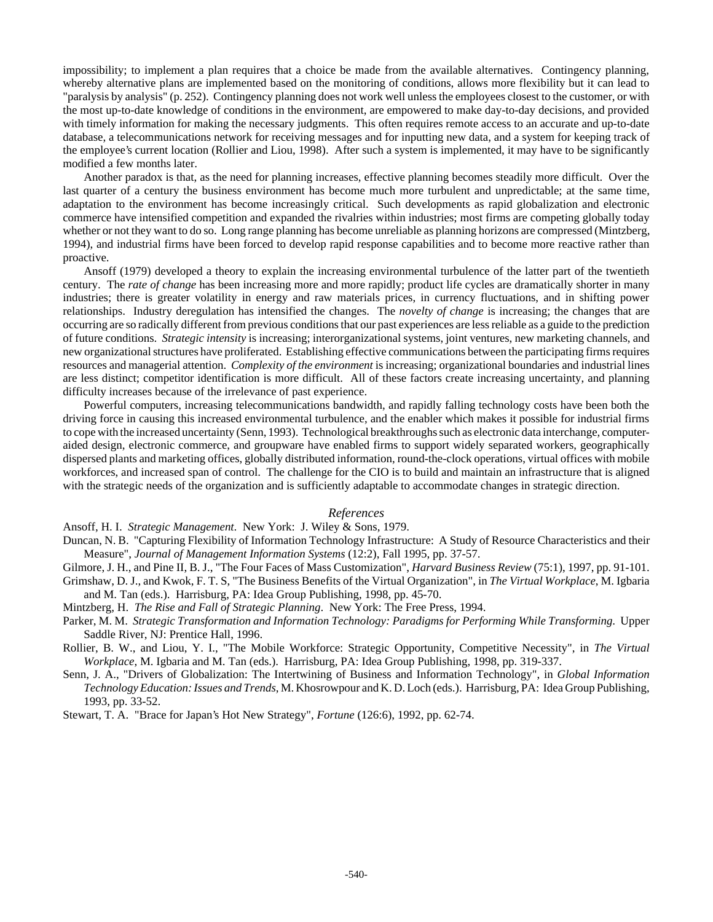impossibility; to implement a plan requires that a choice be made from the available alternatives. Contingency planning, whereby alternative plans are implemented based on the monitoring of conditions, allows more flexibility but it can lead to "paralysis by analysis" (p. 252). Contingency planning does not work well unless the employees closest to the customer, or with the most up-to-date knowledge of conditions in the environment, are empowered to make day-to-day decisions, and provided with timely information for making the necessary judgments. This often requires remote access to an accurate and up-to-date database, a telecommunications network for receiving messages and for inputting new data, and a system for keeping track of the employee's current location (Rollier and Liou, 1998). After such a system is implemented, it may have to be significantly modified a few months later.

Another paradox is that, as the need for planning increases, effective planning becomes steadily more difficult. Over the last quarter of a century the business environment has become much more turbulent and unpredictable; at the same time, adaptation to the environment has become increasingly critical. Such developments as rapid globalization and electronic commerce have intensified competition and expanded the rivalries within industries; most firms are competing globally today whether or not they want to do so. Long range planning has become unreliable as planning horizons are compressed (Mintzberg, 1994), and industrial firms have been forced to develop rapid response capabilities and to become more reactive rather than proactive.

Ansoff (1979) developed a theory to explain the increasing environmental turbulence of the latter part of the twentieth century. The *rate of change* has been increasing more and more rapidly; product life cycles are dramatically shorter in many industries; there is greater volatility in energy and raw materials prices, in currency fluctuations, and in shifting power relationships. Industry deregulation has intensified the changes. The *novelty of change* is increasing; the changes that are occurring are so radically different from previous conditions that our past experiences are less reliable as a guide to the prediction of future conditions. *Strategic intensity* is increasing; interorganizational systems, joint ventures, new marketing channels, and new organizational structures have proliferated. Establishing effective communications between the participating firms requires resources and managerial attention. *Complexity of the environment* is increasing; organizational boundaries and industrial lines are less distinct; competitor identification is more difficult. All of these factors create increasing uncertainty, and planning difficulty increases because of the irrelevance of past experience.

Powerful computers, increasing telecommunications bandwidth, and rapidly falling technology costs have been both the driving force in causing this increased environmental turbulence, and the enabler which makes it possible for industrial firms to cope with the increased uncertainty (Senn, 1993). Technological breakthroughs such as electronic data interchange, computer-aided design, electronic commerce, and groupware have enabled firms to support widely separated workers, geographically dispersed plants and marketing offices, globally distributed information, round-the-clock operations, virtual offices with mobile workforces, and increased span of control. The challenge for the CIO is to build and maintain an infrastructure that is aligned with the strategic needs of the organization and is sufficiently adaptable to accommodate changes in strategic direction.

## *References*

Ansoff, H. I. *Strategic Management*. New York: J. Wiley & Sons, 1979.

Duncan, N. B. "Capturing Flexibility of Information Technology Infrastructure: A Study of Resource Characteristics and their Measure", *Journal of Management Information Systems* (12:2), Fall 1995, pp. 37-57.

Gilmore, J. H., and Pine II, B. J., "The Four Faces of Mass Customization", *Harvard Business Review* (75:1), 1997, pp. 91-101.

Grimshaw, D. J., and Kwok, F. T. S, "The Business Benefits of the Virtual Organization", in *The Virtual Workplace*, M. Igbaria and M. Tan (eds.). Harrisburg, PA: Idea Group Publishing, 1998, pp. 45-70.

Mintzberg, H. *The Rise and Fall of Strategic Planning*. New York: The Free Press, 1994.

Parker, M. M. *Strategic Transformation and Information Technology: Paradigms for Performing While Transforming*. Upper Saddle River, NJ: Prentice Hall, 1996.

Rollier, B. W., and Liou, Y. I., "The Mobile Workforce: Strategic Opportunity, Competitive Necessity", in *The Virtual Workplace*, M. Igbaria and M. Tan (eds.). Harrisburg, PA: Idea Group Publishing, 1998, pp. 319-337.

Senn, J. A., "Drivers of Globalization: The Intertwining of Business and Information Technology", in *Global Information Technology Education: Issues and Trends*, M. Khosrowpour and K. D. Loch (eds.). Harrisburg, PA: Idea Group Publishing, 1993, pp. 33-52.

Stewart, T. A. "Brace for Japan's Hot New Strategy", *Fortune* (126:6), 1992, pp. 62-74.